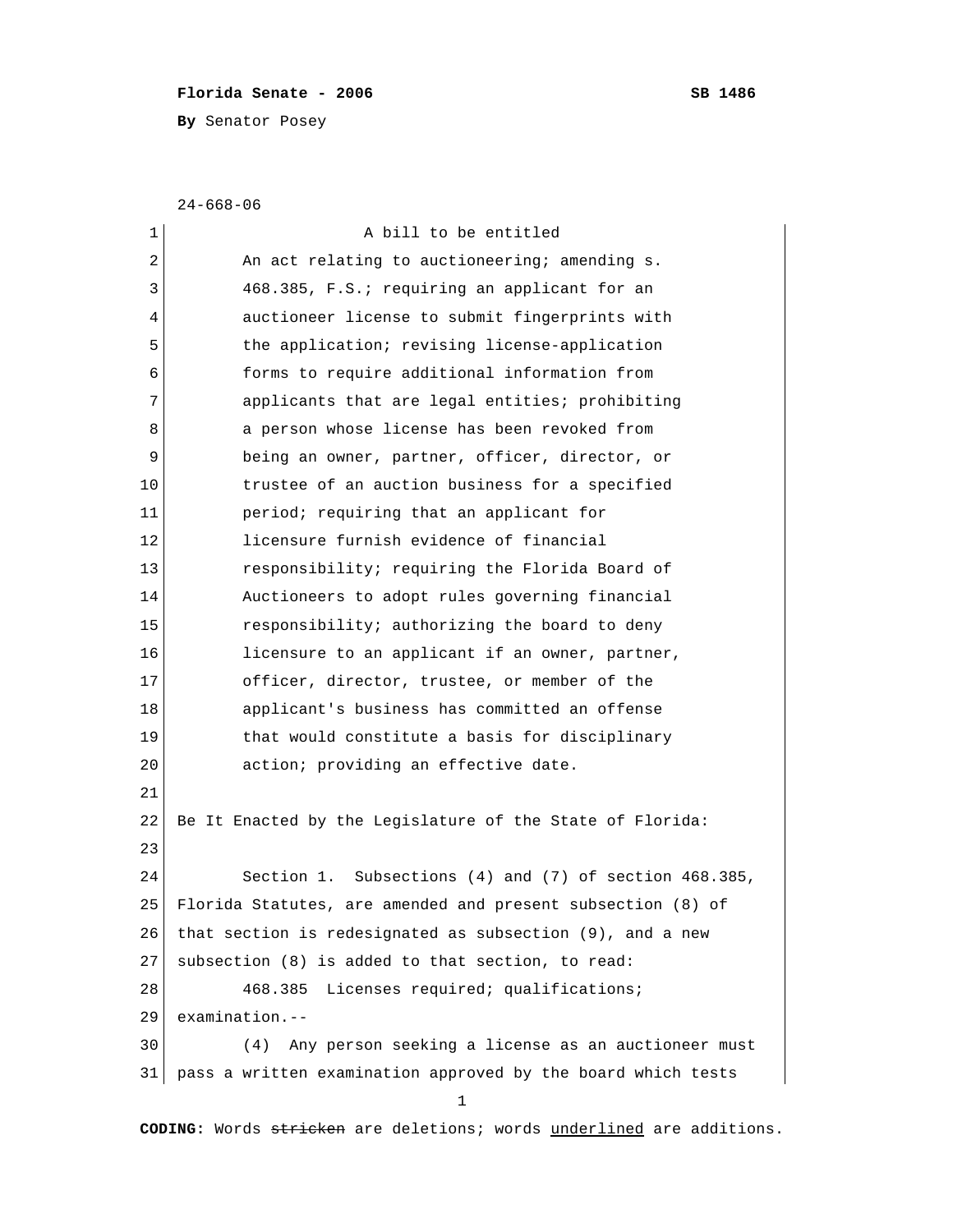**Florida Senate - 2006** **SB 1486**

**By** Senator Posey

24-668-06

A bill to be entitled

An act relating to auctioneering; amending s. 468.385, F.S.; requiring an applicant for an auctioneer license to submit fingerprints with the application; revising license-application forms to require additional information from applicants that are legal entities; prohibiting a person whose license has been revoked from being an owner, partner, officer, director, or trustee of an auction business for a specified period; requiring that an applicant for licensure furnish evidence of financial responsibility; requiring the Florida Board of Auctioneers to adopt rules governing financial responsibility; authorizing the board to deny licensure to an applicant if an owner, partner, officer, director, trustee, or member of the applicant's business has committed an offense that would constitute a basis for disciplinary action; providing an effective date.

Be It Enacted by the Legislature of the State of Florida:

Section 1. Subsections (4) and (7) of section 468.385, Florida Statutes, are amended and present subsection (8) of that section is redesignated as subsection (9), and a new subsection (8) is added to that section, to read:

468.385 Licenses required; qualifications; examination.--

(4) Any person seeking a license as an auctioneer must pass a written examination approved by the board which tests

**CODING:** Words ~~stricken~~ are deletions; words <u>underlined</u> are additions.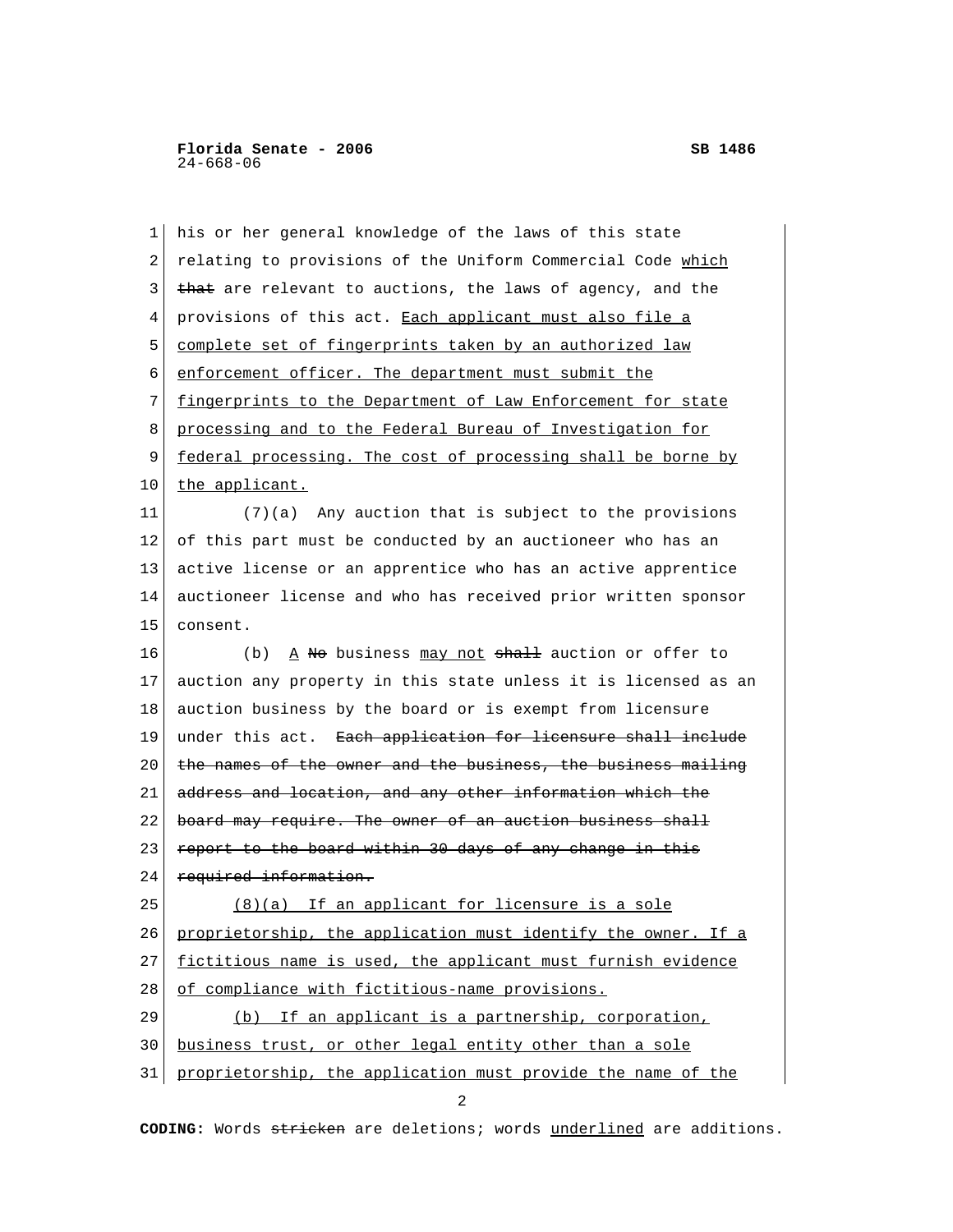his or her general knowledge of the laws of this state relating to provisions of the Uniform Commercial Code <u>which</u> ~~that~~ are relevant to auctions, the laws of agency, and the provisions of this act. <u>Each applicant must also file a complete set of fingerprints taken by an authorized law enforcement officer. The department must submit the fingerprints to the Department of Law Enforcement for state processing and to the Federal Bureau of Investigation for federal processing. The cost of processing shall be borne by the applicant.</u>

(7)(a) Any auction that is subject to the provisions of this part must be conducted by an auctioneer who has an active license or an apprentice who has an active apprentice auctioneer license and who has received prior written sponsor consent.

(b) <u>A</u> ~~No~~ business <u>may not</u> ~~shall~~ auction or offer to auction any property in this state unless it is licensed as an auction business by the board or is exempt from licensure under this act. ~~Each application for licensure shall include the names of the owner and the business, the business mailing address and location, and any other information which the board may require. The owner of an auction business shall report to the board within 30 days of any change in this required information.~~

<u>(8)(a) If an applicant for licensure is a sole proprietorship, the application must identify the owner. If a fictitious name is used, the applicant must furnish evidence of compliance with fictitious-name provisions.</u>

<u>(b) If an applicant is a partnership, corporation, business trust, or other legal entity other than a sole proprietorship, the application must provide the name of the</u>

**CODING:** Words ~~stricken~~ are deletions; words <u>underlined</u> are additions.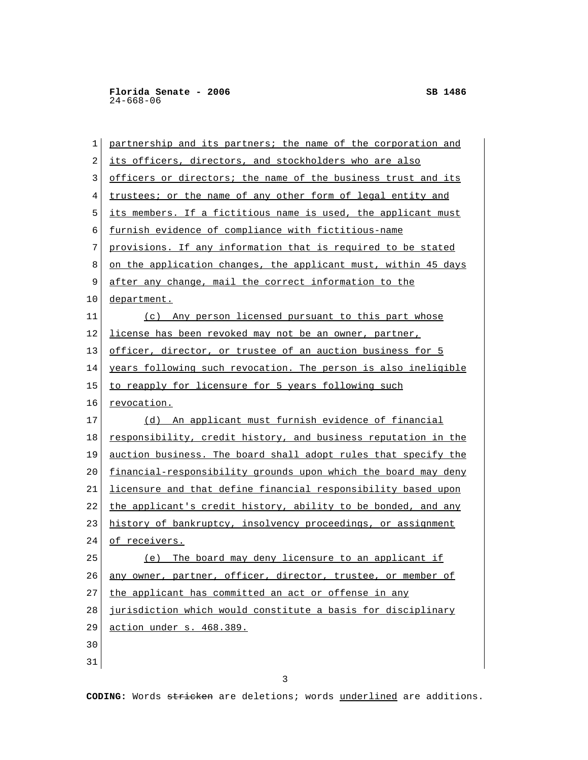partnership and its partners; the name of the corporation and its officers, directors, and stockholders who are also officers or directors; the name of the business trust and its trustees; or the name of any other form of legal entity and its members. If a fictitious name is used, the applicant must furnish evidence of compliance with fictitious-name provisions. If any information that is required to be stated on the application changes, the applicant must, within 45 days after any change, mail the correct information to the department.

(c) Any person licensed pursuant to this part whose license has been revoked may not be an owner, partner, officer, director, or trustee of an auction business for 5 years following such revocation. The person is also ineligible to reapply for licensure for 5 years following such revocation.

(d) An applicant must furnish evidence of financial responsibility, credit history, and business reputation in the auction business. The board shall adopt rules that specify the financial-responsibility grounds upon which the board may deny licensure and that define financial responsibility based upon the applicant's credit history, ability to be bonded, and any history of bankruptcy, insolvency proceedings, or assignment of receivers.

(e) The board may deny licensure to an applicant if any owner, partner, officer, director, trustee, or member of the applicant has committed an act or offense in any jurisdiction which would constitute a basis for disciplinary action under s. 468.389.

**CODING:** Words ~~stricken~~ are deletions; words underlined are additions.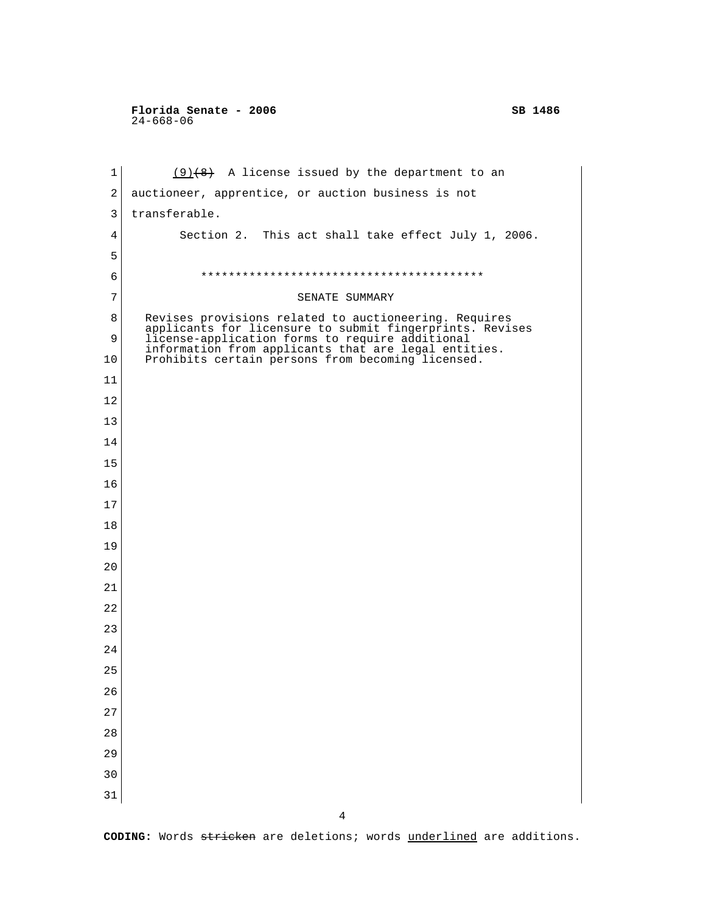(9)~~(8)~~ A license issued by the department to an auctioneer, apprentice, or auction business is not transferable.

Section 2. This act shall take effect July 1, 2006.

*****************************************

SENATE SUMMARY

Revises provisions related to auctioneering. Requires applicants for licensure to submit fingerprints. Revises license-application forms to require additional information from applicants that are legal entities. Prohibits certain persons from becoming licensed.

**CODING:** Words ~~stricken~~ are deletions; words underlined are additions.